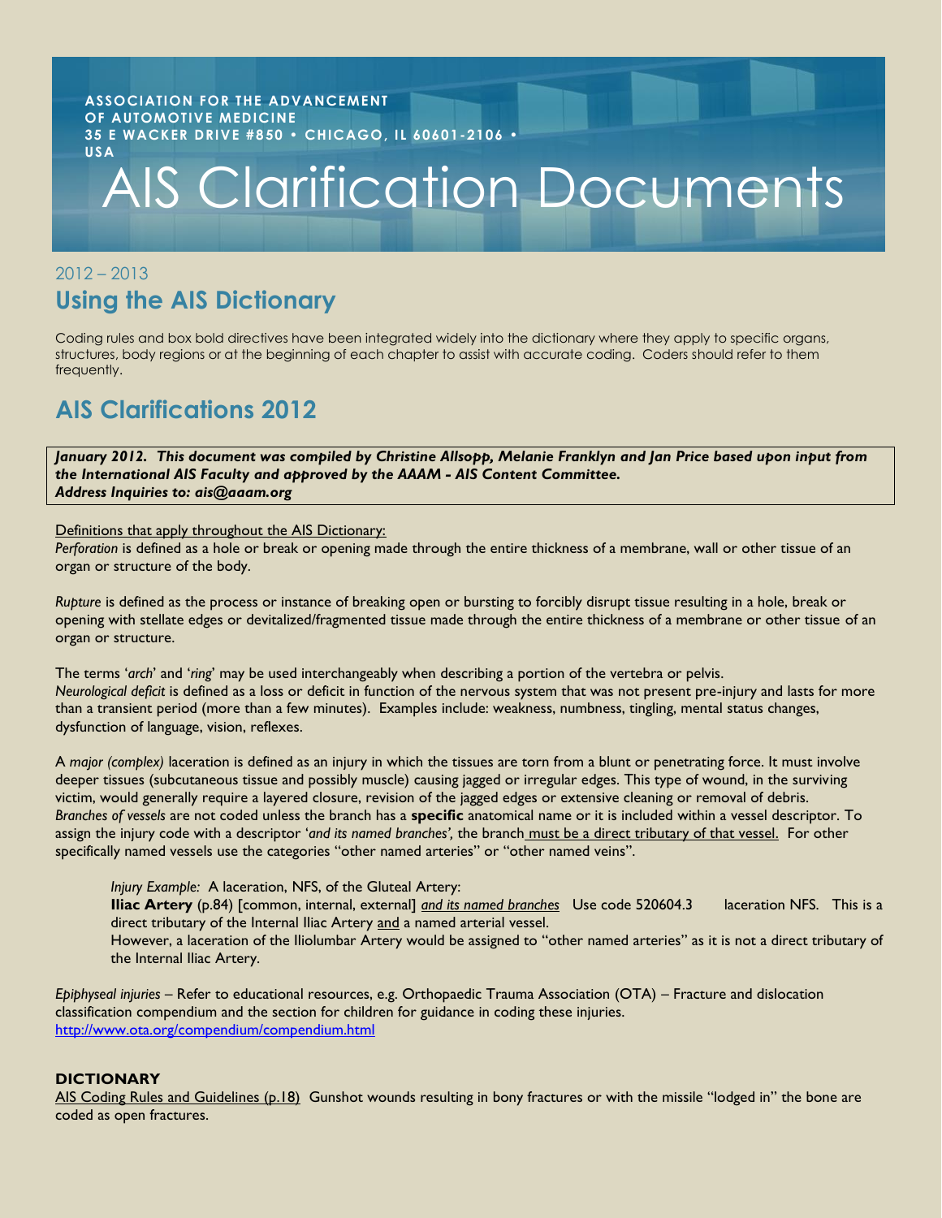ASSOCIATION FOR THE ADVANCEMENT OF AUTOMOTIVE MEDICINE
35 E WACKER DRIVE #850 • CHICAGO, IL 60601-2106 • USA

# AIS Clarification Documents

2012 – 2013

## Using the AIS Dictionary

Coding rules and box bold directives have been integrated widely into the dictionary where they apply to specific organs, structures, body regions or at the beginning of each chapter to assist with accurate coding. Coders should refer to them frequently.

## AIS Clarifications 2012

***January 2012. This document was compiled by Christine Allsopp, Melanie Franklyn and Jan Price based upon input from the International AIS Faculty and approved by the AAAM - AIS Content Committee.***
***Address Inquiries to: ais@aaam.org***

Definitions that apply throughout the AIS Dictionary:

*Perforation* is defined as a hole or break or opening made through the entire thickness of a membrane, wall or other tissue of an organ or structure of the body.

*Rupture* is defined as the process or instance of breaking open or bursting to forcibly disrupt tissue resulting in a hole, break or opening with stellate edges or devitalized/fragmented tissue made through the entire thickness of a membrane or other tissue of an organ or structure.

The terms '*arch*' and '*ring*' may be used interchangeably when describing a portion of the vertebra or pelvis.
*Neurological deficit* is defined as a loss or deficit in function of the nervous system that was not present pre-injury and lasts for more than a transient period (more than a few minutes). Examples include: weakness, numbness, tingling, mental status changes, dysfunction of language, vision, reflexes.

A *major (complex)* laceration is defined as an injury in which the tissues are torn from a blunt or penetrating force. It must involve deeper tissues (subcutaneous tissue and possibly muscle) causing jagged or irregular edges. This type of wound, in the surviving victim, would generally require a layered closure, revision of the jagged edges or extensive cleaning or removal of debris.
*Branches of vessels* are not coded unless the branch has a **specific** anatomical name or it is included within a vessel descriptor. To assign the injury code with a descriptor '*and its named branches',* the branch must be a direct tributary of that vessel. For other specifically named vessels use the categories "other named arteries" or "other named veins".

> *Injury Example:* A laceration, NFS, of the Gluteal Artery:
> **Iliac Artery** (p.84) [common, internal, external] *and its named branches* Use code 520604.3 laceration NFS. This is a direct tributary of the Internal Iliac Artery and a named arterial vessel.
> However, a laceration of the Iliolumbar Artery would be assigned to "other named arteries" as it is not a direct tributary of the Internal Iliac Artery.

*Epiphyseal injuries* – Refer to educational resources, e.g. Orthopaedic Trauma Association (OTA) – Fracture and dislocation classification compendium and the section for children for guidance in coding these injuries.
http://www.ota.org/compendium/compendium.html

### DICTIONARY

AIS Coding Rules and Guidelines (p.18) Gunshot wounds resulting in bony fractures or with the missile "lodged in" the bone are coded as open fractures.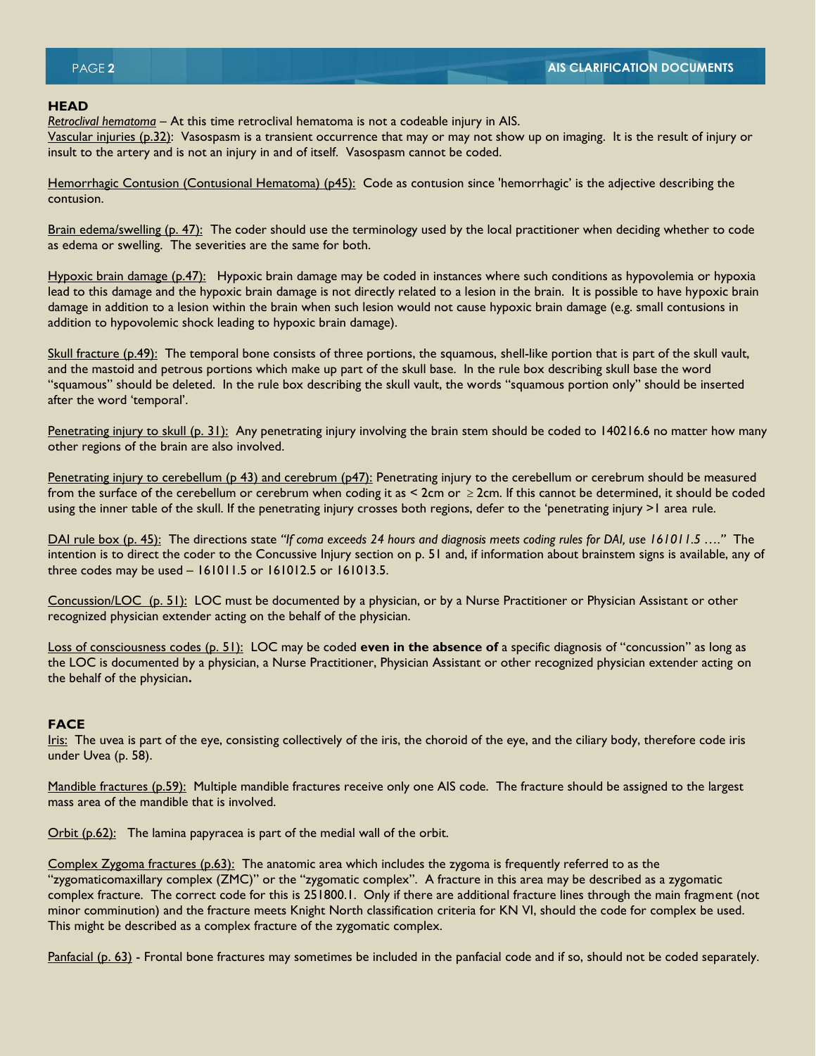## HEAD

*Retroclival hematoma* – At this time retroclival hematoma is not a codeable injury in AIS.
Vascular injuries (p.32): Vasospasm is a transient occurrence that may or may not show up on imaging. It is the result of injury or insult to the artery and is not an injury in and of itself. Vasospasm cannot be coded.

Hemorrhagic Contusion (Contusional Hematoma) (p45): Code as contusion since 'hemorrhagic' is the adjective describing the contusion.

Brain edema/swelling (p. 47): The coder should use the terminology used by the local practitioner when deciding whether to code as edema or swelling. The severities are the same for both.

Hypoxic brain damage (p.47): Hypoxic brain damage may be coded in instances where such conditions as hypovolemia or hypoxia lead to this damage and the hypoxic brain damage is not directly related to a lesion in the brain. It is possible to have hypoxic brain damage in addition to a lesion within the brain when such lesion would not cause hypoxic brain damage (e.g. small contusions in addition to hypovolemic shock leading to hypoxic brain damage).

Skull fracture (p.49): The temporal bone consists of three portions, the squamous, shell-like portion that is part of the skull vault, and the mastoid and petrous portions which make up part of the skull base. In the rule box describing skull base the word "squamous" should be deleted. In the rule box describing the skull vault, the words "squamous portion only" should be inserted after the word 'temporal'.

Penetrating injury to skull (p. 31): Any penetrating injury involving the brain stem should be coded to 140216.6 no matter how many other regions of the brain are also involved.

Penetrating injury to cerebellum (p 43) and cerebrum (p47): Penetrating injury to the cerebellum or cerebrum should be measured from the surface of the cerebellum or cerebrum when coding it as < 2cm or ≥ 2cm. If this cannot be determined, it should be coded using the inner table of the skull. If the penetrating injury crosses both regions, defer to the 'penetrating injury >1 area rule.

DAI rule box (p. 45): The directions state *"If coma exceeds 24 hours and diagnosis meets coding rules for DAI, use 161011.5 …."* The intention is to direct the coder to the Concussive Injury section on p. 51 and, if information about brainstem signs is available, any of three codes may be used – 161011.5 or 161012.5 or 161013.5.

Concussion/LOC (p. 51): LOC must be documented by a physician, or by a Nurse Practitioner or Physician Assistant or other recognized physician extender acting on the behalf of the physician.

Loss of consciousness codes (p. 51): LOC may be coded **even in the absence of** a specific diagnosis of "concussion" as long as the LOC is documented by a physician, a Nurse Practitioner, Physician Assistant or other recognized physician extender acting on the behalf of the physician**.**

## FACE

Iris: The uvea is part of the eye, consisting collectively of the iris, the choroid of the eye, and the ciliary body, therefore code iris under Uvea (p. 58).

Mandible fractures (p.59): Multiple mandible fractures receive only one AIS code. The fracture should be assigned to the largest mass area of the mandible that is involved.

Orbit (p.62): The lamina papyracea is part of the medial wall of the orbit.

Complex Zygoma fractures (p.63): The anatomic area which includes the zygoma is frequently referred to as the "zygomaticomaxillary complex (ZMC)" or the "zygomatic complex". A fracture in this area may be described as a zygomatic complex fracture. The correct code for this is 251800.1. Only if there are additional fracture lines through the main fragment (not minor comminution) and the fracture meets Knight North classification criteria for KN VI, should the code for complex be used. This might be described as a complex fracture of the zygomatic complex.

Panfacial (p. 63) - Frontal bone fractures may sometimes be included in the panfacial code and if so, should not be coded separately.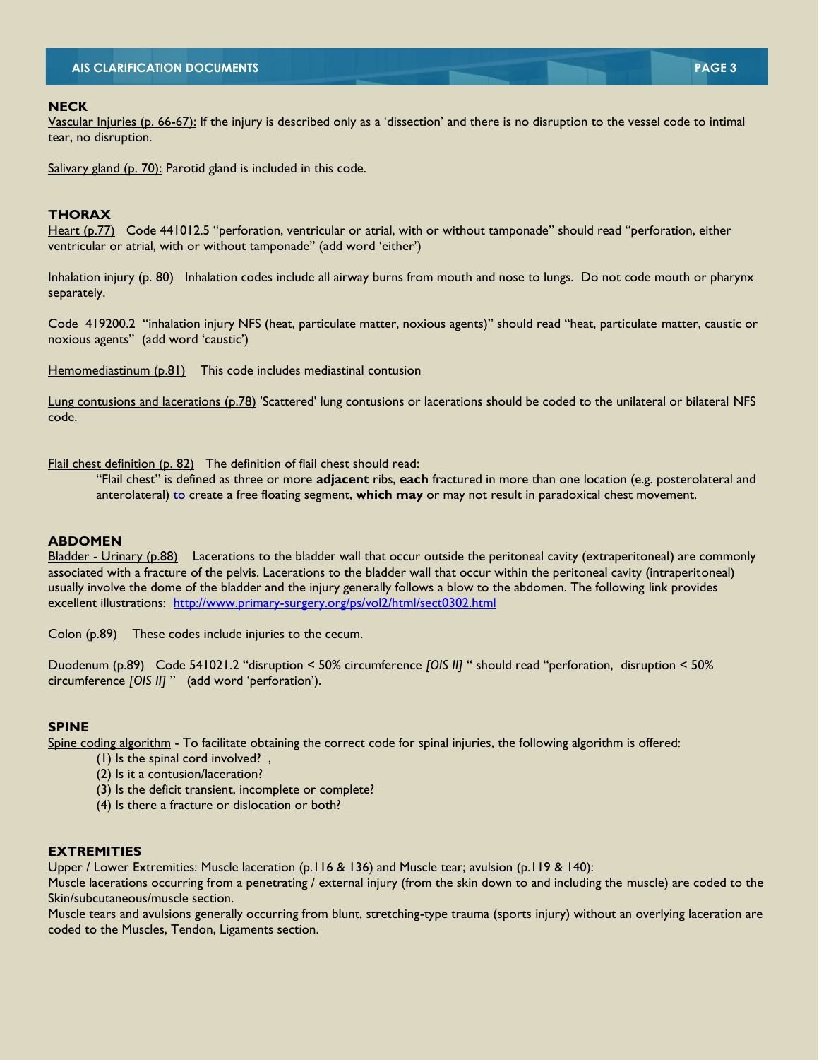## NECK

Vascular Injuries (p. 66-67): If the injury is described only as a 'dissection' and there is no disruption to the vessel code to intimal tear, no disruption.

Salivary gland (p. 70): Parotid gland is included in this code.

## THORAX

Heart (p.77) Code 441012.5 "perforation, ventricular or atrial, with or without tamponade" should read "perforation, either ventricular or atrial, with or without tamponade" (add word 'either')

Inhalation injury (p. 80) Inhalation codes include all airway burns from mouth and nose to lungs. Do not code mouth or pharynx separately.

Code 419200.2 "inhalation injury NFS (heat, particulate matter, noxious agents)" should read "heat, particulate matter, caustic or noxious agents" (add word 'caustic')

Hemomediastinum (p.81) This code includes mediastinal contusion

Lung contusions and lacerations (p.78) 'Scattered' lung contusions or lacerations should be coded to the unilateral or bilateral NFS code.

Flail chest definition (p. 82) The definition of flail chest should read:

> "Flail chest" is defined as three or more **adjacent** ribs, **each** fractured in more than one location (e.g. posterolateral and anterolateral) to create a free floating segment, **which may** or may not result in paradoxical chest movement.

## ABDOMEN

Bladder - Urinary (p.88) Lacerations to the bladder wall that occur outside the peritoneal cavity (extraperitoneal) are commonly associated with a fracture of the pelvis. Lacerations to the bladder wall that occur within the peritoneal cavity (intraperitoneal) usually involve the dome of the bladder and the injury generally follows a blow to the abdomen. The following link provides excellent illustrations: http://www.primary-surgery.org/ps/vol2/html/sect0302.html

Colon (p.89) These codes include injuries to the cecum.

Duodenum (p.89) Code 541021.2 "disruption < 50% circumference *[OIS II]* " should read "perforation, disruption < 50% circumference *[OIS II]* " (add word 'perforation').

## SPINE

Spine coding algorithm - To facilitate obtaining the correct code for spinal injuries, the following algorithm is offered:

(1) Is the spinal cord involved? ,
(2) Is it a contusion/laceration?
(3) Is the deficit transient, incomplete or complete?
(4) Is there a fracture or dislocation or both?

## EXTREMITIES

Upper / Lower Extremities: Muscle laceration (p.116 & 136) and Muscle tear; avulsion (p.119 & 140):

Muscle lacerations occurring from a penetrating / external injury (from the skin down to and including the muscle) are coded to the Skin/subcutaneous/muscle section.

Muscle tears and avulsions generally occurring from blunt, stretching-type trauma (sports injury) without an overlying laceration are coded to the Muscles, Tendon, Ligaments section.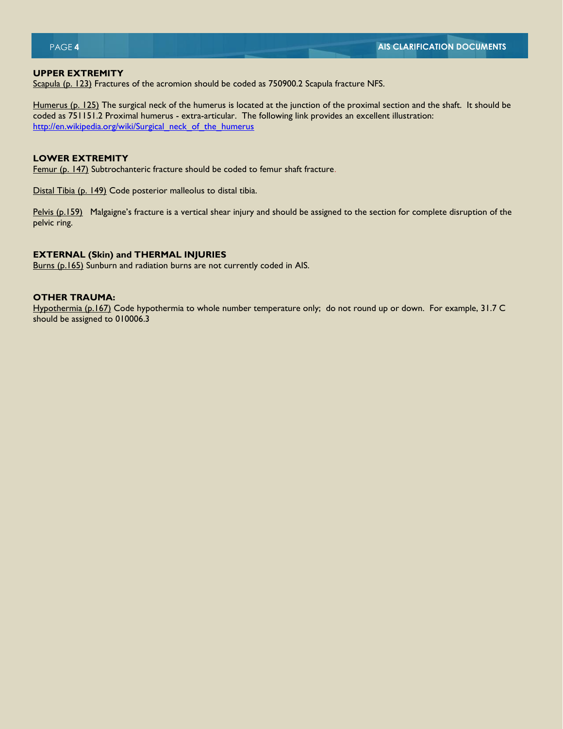## UPPER EXTREMITY

Scapula (p. 123) Fractures of the acromion should be coded as 750900.2 Scapula fracture NFS.

Humerus (p. 125) The surgical neck of the humerus is located at the junction of the proximal section and the shaft. It should be coded as 751151.2 Proximal humerus - extra-articular. The following link provides an excellent illustration: http://en.wikipedia.org/wiki/Surgical_neck_of_the_humerus

## LOWER EXTREMITY

Femur (p. 147) Subtrochanteric fracture should be coded to femur shaft fracture.

Distal Tibia (p. 149) Code posterior malleolus to distal tibia.

Pelvis (p.159) Malgaigne's fracture is a vertical shear injury and should be assigned to the section for complete disruption of the pelvic ring.

## EXTERNAL (Skin) and THERMAL INJURIES

Burns (p.165) Sunburn and radiation burns are not currently coded in AIS.

## OTHER TRAUMA:

Hypothermia (p.167) Code hypothermia to whole number temperature only; do not round up or down. For example, 31.7 C should be assigned to 010006.3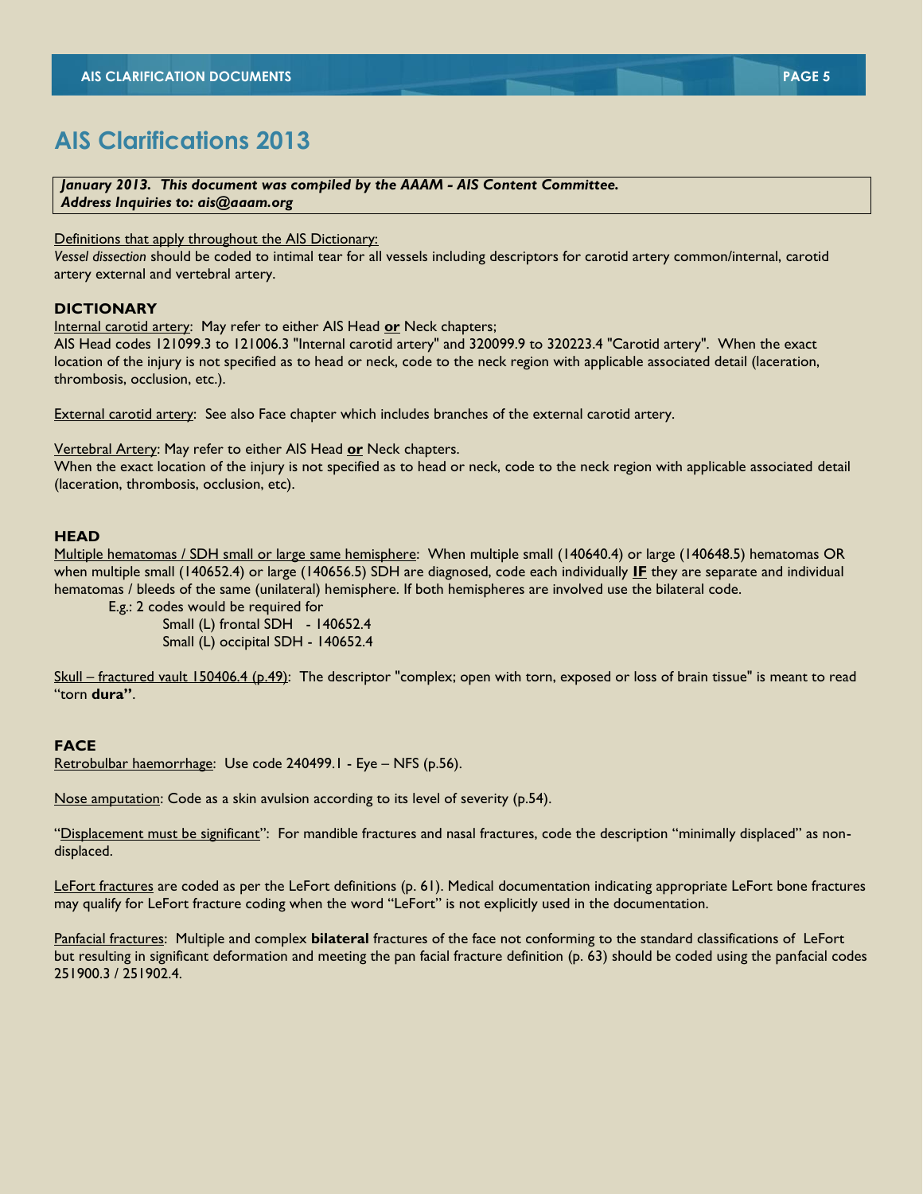# AIS Clarifications 2013

***January 2013. This document was compiled by the AAAM - AIS Content Committee.***
***Address Inquiries to: ais@aaam.org***

Definitions that apply throughout the AIS Dictionary:
*Vessel dissection* should be coded to intimal tear for all vessels including descriptors for carotid artery common/internal, carotid artery external and vertebral artery.

### DICTIONARY

Internal carotid artery: May refer to either AIS Head **or** Neck chapters;
AIS Head codes 121099.3 to 121006.3 "Internal carotid artery" and 320099.9 to 320223.4 "Carotid artery". When the exact location of the injury is not specified as to head or neck, code to the neck region with applicable associated detail (laceration, thrombosis, occlusion, etc.).

External carotid artery: See also Face chapter which includes branches of the external carotid artery.

Vertebral Artery: May refer to either AIS Head **or** Neck chapters.
When the exact location of the injury is not specified as to head or neck, code to the neck region with applicable associated detail (laceration, thrombosis, occlusion, etc).

### HEAD

Multiple hematomas / SDH small or large same hemisphere: When multiple small (140640.4) or large (140648.5) hematomas OR when multiple small (140652.4) or large (140656.5) SDH are diagnosed, code each individually **IF** they are separate and individual hematomas / bleeds of the same (unilateral) hemisphere. If both hemispheres are involved use the bilateral code.

E.g.: 2 codes would be required for
- Small (L) frontal SDH - 140652.4
- Small (L) occipital SDH - 140652.4

Skull – fractured vault 150406.4 (p.49): The descriptor "complex; open with torn, exposed or loss of brain tissue" is meant to read "torn **dura"**.

### FACE

Retrobulbar haemorrhage: Use code 240499.1 - Eye – NFS (p.56).

Nose amputation: Code as a skin avulsion according to its level of severity (p.54).

"Displacement must be significant": For mandible fractures and nasal fractures, code the description "minimally displaced" as non-displaced.

LeFort fractures are coded as per the LeFort definitions (p. 61). Medical documentation indicating appropriate LeFort bone fractures may qualify for LeFort fracture coding when the word "LeFort" is not explicitly used in the documentation.

Panfacial fractures: Multiple and complex **bilateral** fractures of the face not conforming to the standard classifications of LeFort but resulting in significant deformation and meeting the pan facial fracture definition (p. 63) should be coded using the panfacial codes 251900.3 / 251902.4.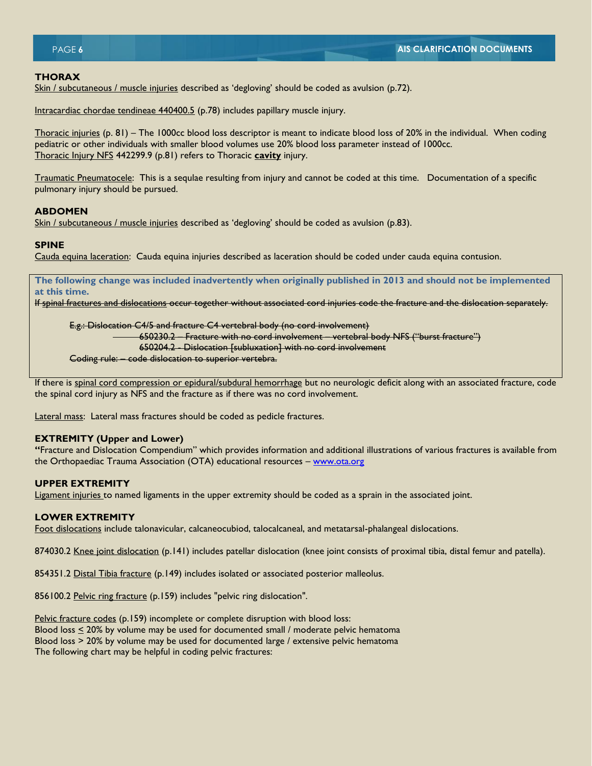## THORAX

Skin / subcutaneous / muscle injuries described as 'degloving' should be coded as avulsion (p.72).

Intracardiac chordae tendineae 440400.5 (p.78) includes papillary muscle injury.

Thoracic injuries (p. 81) – The 1000cc blood loss descriptor is meant to indicate blood loss of 20% in the individual. When coding pediatric or other individuals with smaller blood volumes use 20% blood loss parameter instead of 1000cc.
Thoracic Injury NFS 442299.9 (p.81) refers to Thoracic **cavity** injury.

Traumatic Pneumatocele: This is a sequlae resulting from injury and cannot be coded at this time. Documentation of a specific pulmonary injury should be pursued.

## ABDOMEN

Skin / subcutaneous / muscle injuries described as 'degloving' should be coded as avulsion (p.83).

## SPINE

Cauda equina laceration: Cauda equina injuries described as laceration should be coded under cauda equina contusion.

**The following change was included inadvertently when originally published in 2013 and should not be implemented at this time.**

~~If spinal fractures and dislocations occur together without associated cord injuries code the fracture and the dislocation separately.~~

~~E.g.: Dislocation C4/5 and fracture C4 vertebral body (no cord involvement)~~
~~650230.2 – Fracture with no cord involvement – vertebral body NFS ("burst fracture")~~
~~650204.2 - Dislocation [subluxation] with no cord involvement~~
~~Coding rule: – code dislocation to superior vertebra.~~

If there is spinal cord compression or epidural/subdural hemorrhage but no neurologic deficit along with an associated fracture, code the spinal cord injury as NFS and the fracture as if there was no cord involvement.

Lateral mass: Lateral mass fractures should be coded as pedicle fractures.

## EXTREMITY (Upper and Lower)

"Fracture and Dislocation Compendium" which provides information and additional illustrations of various fractures is available from the Orthopaediac Trauma Association (OTA) educational resources – www.ota.org

## UPPER EXTREMITY

Ligament injuries to named ligaments in the upper extremity should be coded as a sprain in the associated joint.

## LOWER EXTREMITY

Foot dislocations include talonavicular, calcaneocubiod, talocalcaneal, and metatarsal-phalangeal dislocations.

874030.2 Knee joint dislocation (p.141) includes patellar dislocation (knee joint consists of proximal tibia, distal femur and patella).

854351.2 Distal Tibia fracture (p.149) includes isolated or associated posterior malleolus.

856100.2 Pelvic ring fracture (p.159) includes "pelvic ring dislocation".

Pelvic fracture codes (p.159) incomplete or complete disruption with blood loss:
Blood loss ≤ 20% by volume may be used for documented small / moderate pelvic hematoma
Blood loss > 20% by volume may be used for documented large / extensive pelvic hematoma
The following chart may be helpful in coding pelvic fractures: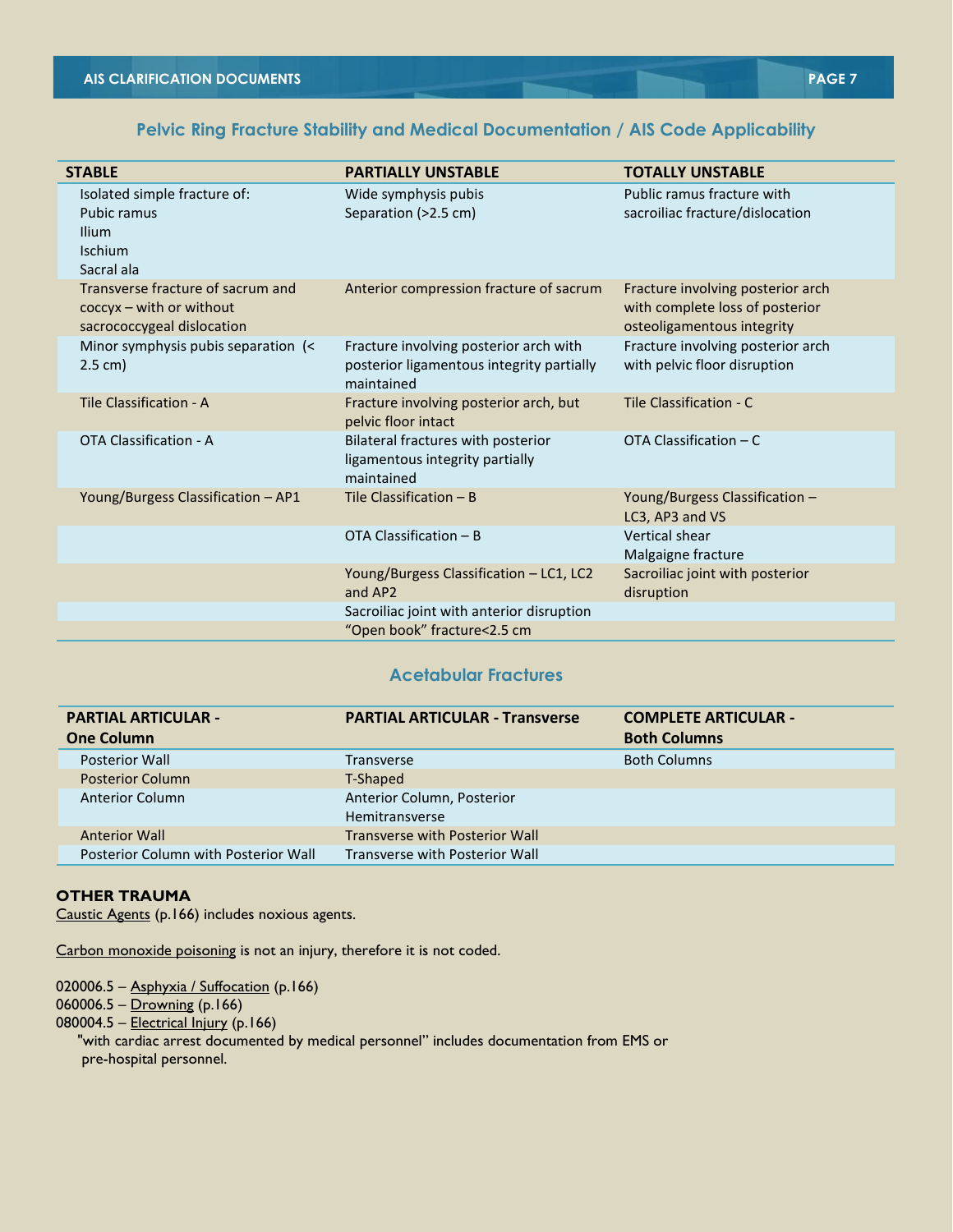## Pelvic Ring Fracture Stability and Medical Documentation / AIS Code Applicability

| STABLE | PARTIALLY UNSTABLE | TOTALLY UNSTABLE |
|---|---|---|
| Isolated simple fracture of:<br>Pubic ramus<br>Ilium<br>Ischium<br>Sacral ala | Wide symphysis pubis<br>Separation (>2.5 cm) | Public ramus fracture with sacroiliac fracture/dislocation |
| Transverse fracture of sacrum and coccyx – with or without sacrococcygeal dislocation | Anterior compression fracture of sacrum | Fracture involving posterior arch with complete loss of posterior osteoligamentous integrity |
| Minor symphysis pubis separation (< 2.5 cm) | Fracture involving posterior arch with posterior ligamentous integrity partially maintained | Fracture involving posterior arch with pelvic floor disruption |
| Tile Classification - A | Fracture involving posterior arch, but pelvic floor intact | Tile Classification - C |
| OTA Classification - A | Bilateral fractures with posterior ligamentous integrity partially maintained | OTA Classification – C |
| Young/Burgess Classification – AP1 | Tile Classification – B | Young/Burgess Classification – LC3, AP3 and VS |
| | OTA Classification – B | Vertical shear<br>Malgaigne fracture |
| | Young/Burgess Classification – LC1, LC2 and AP2 | Sacroiliac joint with posterior disruption |
| | Sacroiliac joint with anterior disruption<br>"Open book" fracture<2.5 cm | |

## Acetabular Fractures

| PARTIAL ARTICULAR - One Column | PARTIAL ARTICULAR - Transverse | COMPLETE ARTICULAR - Both Columns |
|---|---|---|
| Posterior Wall | Transverse | Both Columns |
| Posterior Column | T-Shaped | |
| Anterior Column | Anterior Column, Posterior Hemitransverse | |
| Anterior Wall | Transverse with Posterior Wall | |
| Posterior Column with Posterior Wall | Transverse with Posterior Wall | |

### OTHER TRAUMA

Caustic Agents (p.166) includes noxious agents.

Carbon monoxide poisoning is not an injury, therefore it is not coded.

020006.5 – Asphyxia / Suffocation (p.166)
060006.5 – Drowning (p.166)
080004.5 – Electrical Injury (p.166)
"with cardiac arrest documented by medical personnel" includes documentation from EMS or pre-hospital personnel.